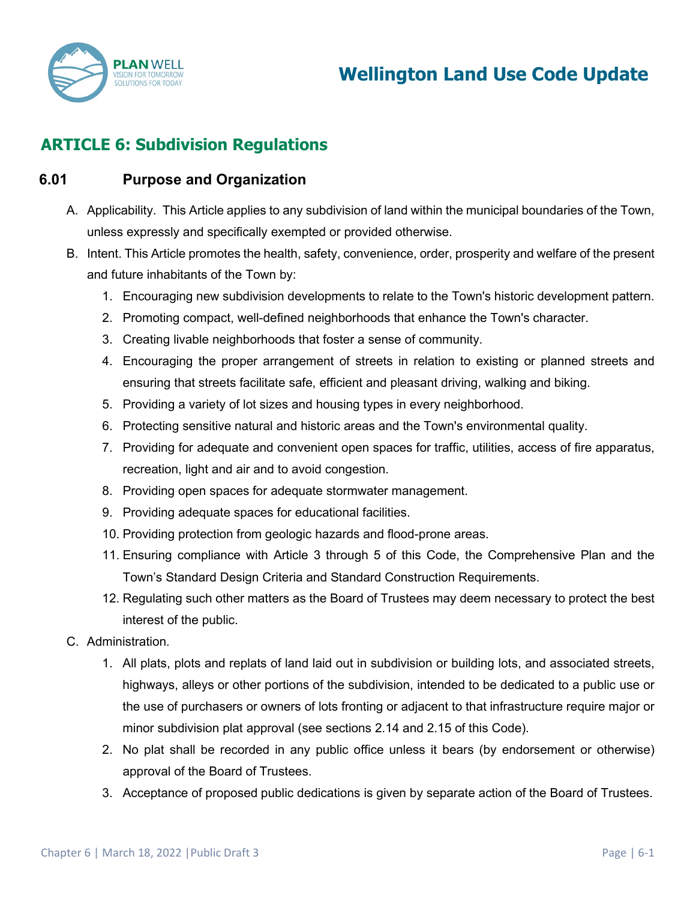# ARTICLE 6: Subdivision Regulations

## 6.01 Purpose and Organization

A. Applicability. This Article applies to any subdivision of land within the municipal boundaries of the Town, unless expressly and specifically exempted or provided otherwise.

B. Intent. This Article promotes the health, safety, convenience, order, prosperity and welfare of the present and future inhabitants of the Town by:

   1. Encouraging new subdivision developments to relate to the Town's historic development pattern.
   2. Promoting compact, well-defined neighborhoods that enhance the Town's character.
   3. Creating livable neighborhoods that foster a sense of community.
   4. Encouraging the proper arrangement of streets in relation to existing or planned streets and ensuring that streets facilitate safe, efficient and pleasant driving, walking and biking.
   5. Providing a variety of lot sizes and housing types in every neighborhood.
   6. Protecting sensitive natural and historic areas and the Town's environmental quality.
   7. Providing for adequate and convenient open spaces for traffic, utilities, access of fire apparatus, recreation, light and air and to avoid congestion.
   8. Providing open spaces for adequate stormwater management.
   9. Providing adequate spaces for educational facilities.
   10. Providing protection from geologic hazards and flood-prone areas.
   11. Ensuring compliance with Article 3 through 5 of this Code, the Comprehensive Plan and the Town's Standard Design Criteria and Standard Construction Requirements.
   12. Regulating such other matters as the Board of Trustees may deem necessary to protect the best interest of the public.

C. Administration.

   1. All plats, plots and replats of land laid out in subdivision or building lots, and associated streets, highways, alleys or other portions of the subdivision, intended to be dedicated to a public use or the use of purchasers or owners of lots fronting or adjacent to that infrastructure require major or minor subdivision plat approval (see sections 2.14 and 2.15 of this Code).
   2. No plat shall be recorded in any public office unless it bears (by endorsement or otherwise) approval of the Board of Trustees.
   3. Acceptance of proposed public dedications is given by separate action of the Board of Trustees.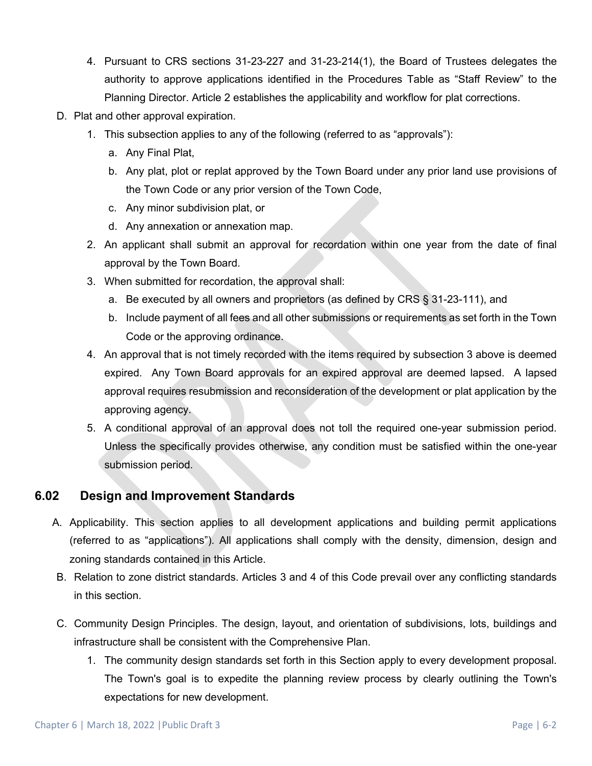4. Pursuant to CRS sections 31-23-227 and 31-23-214(1), the Board of Trustees delegates the authority to approve applications identified in the Procedures Table as "Staff Review" to the Planning Director. Article 2 establishes the applicability and workflow for plat corrections.

D. Plat and other approval expiration.

   1. This subsection applies to any of the following (referred to as "approvals"):

      a. Any Final Plat,

      b. Any plat, plot or replat approved by the Town Board under any prior land use provisions of the Town Code or any prior version of the Town Code,

      c. Any minor subdivision plat, or

      d. Any annexation or annexation map.

   2. An applicant shall submit an approval for recordation within one year from the date of final approval by the Town Board.

   3. When submitted for recordation, the approval shall:

      a. Be executed by all owners and proprietors (as defined by CRS § 31-23-111), and

      b. Include payment of all fees and all other submissions or requirements as set forth in the Town Code or the approving ordinance.

   4. An approval that is not timely recorded with the items required by subsection 3 above is deemed expired. Any Town Board approvals for an expired approval are deemed lapsed. A lapsed approval requires resubmission and reconsideration of the development or plat application by the approving agency.

   5. A conditional approval of an approval does not toll the required one-year submission period. Unless the specifically provides otherwise, any condition must be satisfied within the one-year submission period.

## 6.02 Design and Improvement Standards

A. Applicability. This section applies to all development applications and building permit applications (referred to as "applications"). All applications shall comply with the density, dimension, design and zoning standards contained in this Article.

B. Relation to zone district standards. Articles 3 and 4 of this Code prevail over any conflicting standards in this section.

C. Community Design Principles. The design, layout, and orientation of subdivisions, lots, buildings and infrastructure shall be consistent with the Comprehensive Plan.

   1. The community design standards set forth in this Section apply to every development proposal. The Town's goal is to expedite the planning review process by clearly outlining the Town's expectations for new development.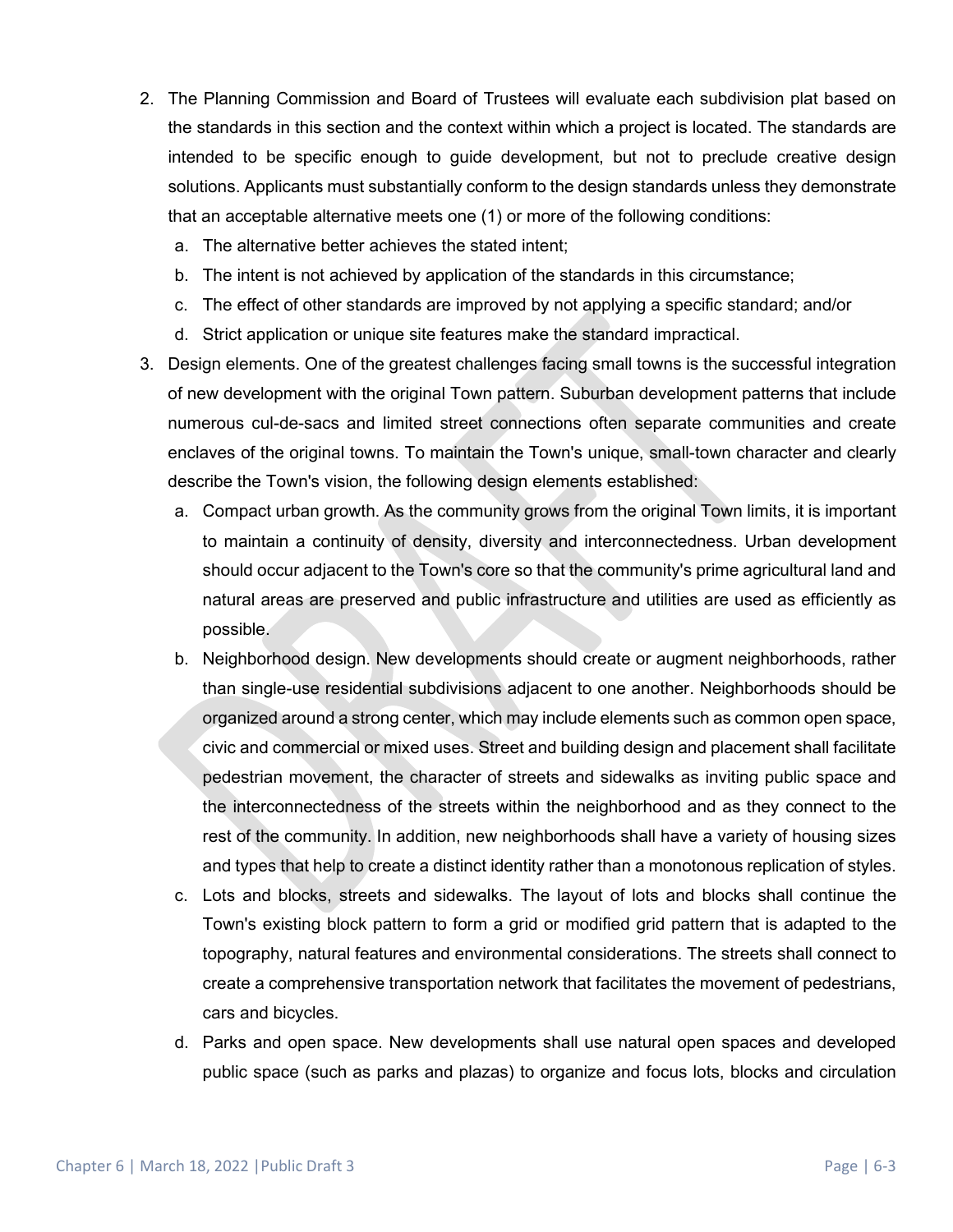2. The Planning Commission and Board of Trustees will evaluate each subdivision plat based on the standards in this section and the context within which a project is located. The standards are intended to be specific enough to guide development, but not to preclude creative design solutions. Applicants must substantially conform to the design standards unless they demonstrate that an acceptable alternative meets one (1) or more of the following conditions:
   a. The alternative better achieves the stated intent;
   b. The intent is not achieved by application of the standards in this circumstance;
   c. The effect of other standards are improved by not applying a specific standard; and/or
   d. Strict application or unique site features make the standard impractical.
3. Design elements. One of the greatest challenges facing small towns is the successful integration of new development with the original Town pattern. Suburban development patterns that include numerous cul-de-sacs and limited street connections often separate communities and create enclaves of the original towns. To maintain the Town's unique, small-town character and clearly describe the Town's vision, the following design elements established:
   a. Compact urban growth. As the community grows from the original Town limits, it is important to maintain a continuity of density, diversity and interconnectedness. Urban development should occur adjacent to the Town's core so that the community's prime agricultural land and natural areas are preserved and public infrastructure and utilities are used as efficiently as possible.
   b. Neighborhood design. New developments should create or augment neighborhoods, rather than single-use residential subdivisions adjacent to one another. Neighborhoods should be organized around a strong center, which may include elements such as common open space, civic and commercial or mixed uses. Street and building design and placement shall facilitate pedestrian movement, the character of streets and sidewalks as inviting public space and the interconnectedness of the streets within the neighborhood and as they connect to the rest of the community. In addition, new neighborhoods shall have a variety of housing sizes and types that help to create a distinct identity rather than a monotonous replication of styles.
   c. Lots and blocks, streets and sidewalks. The layout of lots and blocks shall continue the Town's existing block pattern to form a grid or modified grid pattern that is adapted to the topography, natural features and environmental considerations. The streets shall connect to create a comprehensive transportation network that facilitates the movement of pedestrians, cars and bicycles.
   d. Parks and open space. New developments shall use natural open spaces and developed public space (such as parks and plazas) to organize and focus lots, blocks and circulation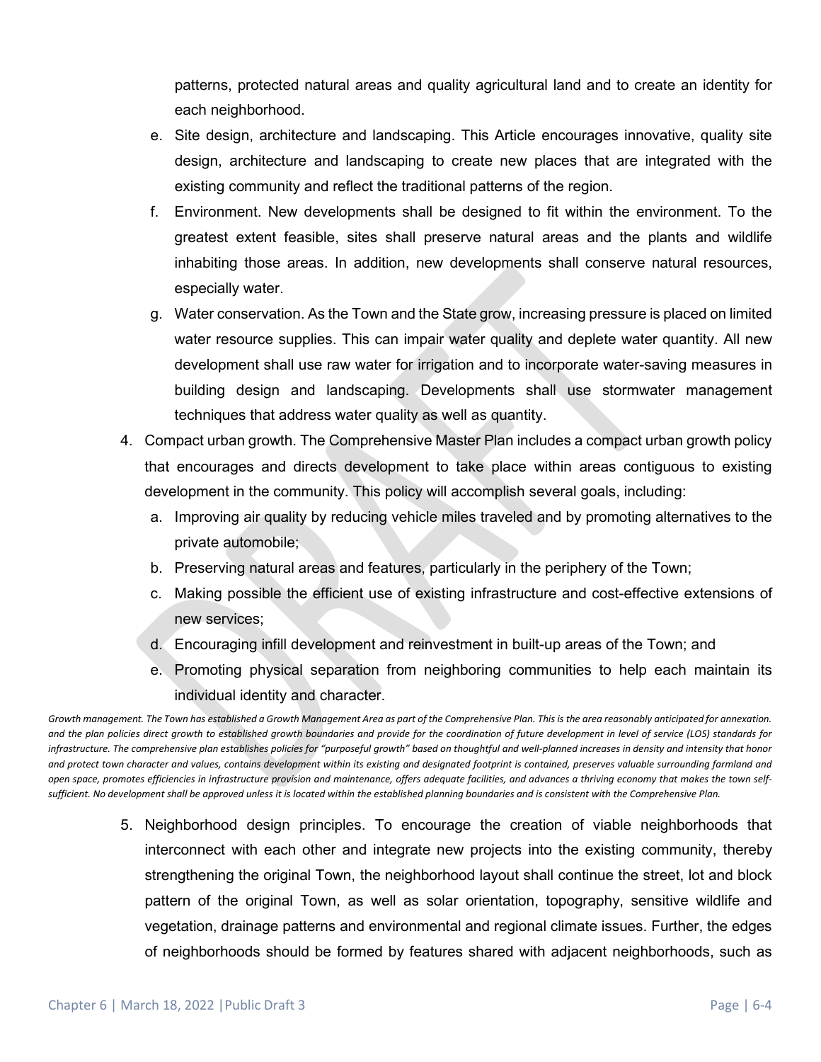patterns, protected natural areas and quality agricultural land and to create an identity for each neighborhood.

e. Site design, architecture and landscaping. This Article encourages innovative, quality site design, architecture and landscaping to create new places that are integrated with the existing community and reflect the traditional patterns of the region.

f. Environment. New developments shall be designed to fit within the environment. To the greatest extent feasible, sites shall preserve natural areas and the plants and wildlife inhabiting those areas. In addition, new developments shall conserve natural resources, especially water.

g. Water conservation. As the Town and the State grow, increasing pressure is placed on limited water resource supplies. This can impair water quality and deplete water quantity. All new development shall use raw water for irrigation and to incorporate water-saving measures in building design and landscaping. Developments shall use stormwater management techniques that address water quality as well as quantity.

4. Compact urban growth. The Comprehensive Master Plan includes a compact urban growth policy that encourages and directs development to take place within areas contiguous to existing development in the community. This policy will accomplish several goals, including:
   a. Improving air quality by reducing vehicle miles traveled and by promoting alternatives to the private automobile;
   b. Preserving natural areas and features, particularly in the periphery of the Town;
   c. Making possible the efficient use of existing infrastructure and cost-effective extensions of new services;
   d. Encouraging infill development and reinvestment in built-up areas of the Town; and
   e. Promoting physical separation from neighboring communities to help each maintain its individual identity and character.

*Growth management. The Town has established a Growth Management Area as part of the Comprehensive Plan. This is the area reasonably anticipated for annexation. and the plan policies direct growth to established growth boundaries and provide for the coordination of future development in level of service (LOS) standards for infrastructure. The comprehensive plan establishes policies for "purposeful growth" based on thoughtful and well-planned increases in density and intensity that honor and protect town character and values, contains development within its existing and designated footprint is contained, preserves valuable surrounding farmland and open space, promotes efficiencies in infrastructure provision and maintenance, offers adequate facilities, and advances a thriving economy that makes the town self-sufficient. No development shall be approved unless it is located within the established planning boundaries and is consistent with the Comprehensive Plan.*

5. Neighborhood design principles. To encourage the creation of viable neighborhoods that interconnect with each other and integrate new projects into the existing community, thereby strengthening the original Town, the neighborhood layout shall continue the street, lot and block pattern of the original Town, as well as solar orientation, topography, sensitive wildlife and vegetation, drainage patterns and environmental and regional climate issues. Further, the edges of neighborhoods should be formed by features shared with adjacent neighborhoods, such as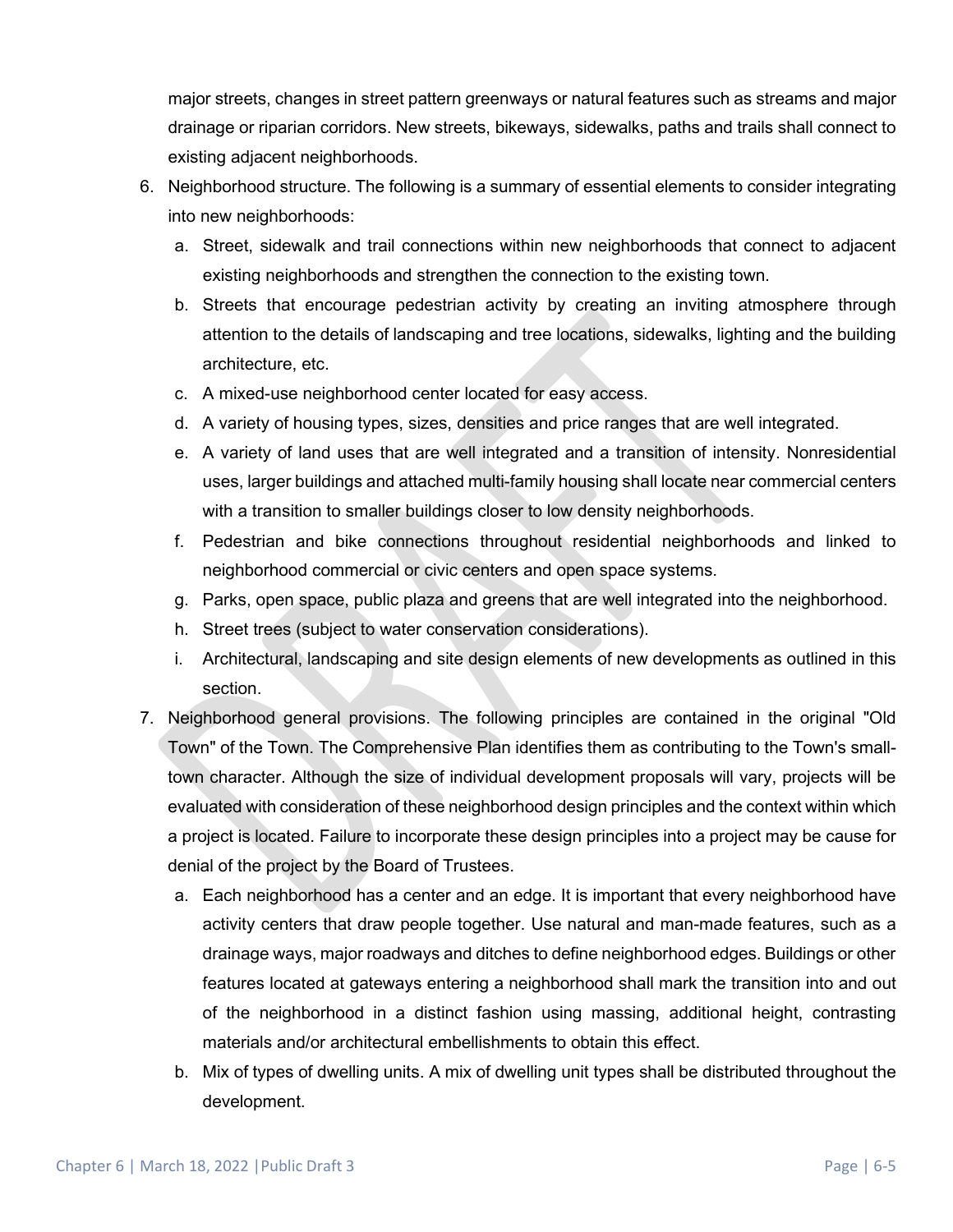major streets, changes in street pattern greenways or natural features such as streams and major drainage or riparian corridors. New streets, bikeways, sidewalks, paths and trails shall connect to existing adjacent neighborhoods.

6. Neighborhood structure. The following is a summary of essential elements to consider integrating into new neighborhoods:
   a. Street, sidewalk and trail connections within new neighborhoods that connect to adjacent existing neighborhoods and strengthen the connection to the existing town.
   b. Streets that encourage pedestrian activity by creating an inviting atmosphere through attention to the details of landscaping and tree locations, sidewalks, lighting and the building architecture, etc.
   c. A mixed-use neighborhood center located for easy access.
   d. A variety of housing types, sizes, densities and price ranges that are well integrated.
   e. A variety of land uses that are well integrated and a transition of intensity. Nonresidential uses, larger buildings and attached multi-family housing shall locate near commercial centers with a transition to smaller buildings closer to low density neighborhoods.
   f. Pedestrian and bike connections throughout residential neighborhoods and linked to neighborhood commercial or civic centers and open space systems.
   g. Parks, open space, public plaza and greens that are well integrated into the neighborhood.
   h. Street trees (subject to water conservation considerations).
   i. Architectural, landscaping and site design elements of new developments as outlined in this section.
7. Neighborhood general provisions. The following principles are contained in the original "Old Town" of the Town. The Comprehensive Plan identifies them as contributing to the Town's small-town character. Although the size of individual development proposals will vary, projects will be evaluated with consideration of these neighborhood design principles and the context within which a project is located. Failure to incorporate these design principles into a project may be cause for denial of the project by the Board of Trustees.
   a. Each neighborhood has a center and an edge. It is important that every neighborhood have activity centers that draw people together. Use natural and man-made features, such as a drainage ways, major roadways and ditches to define neighborhood edges. Buildings or other features located at gateways entering a neighborhood shall mark the transition into and out of the neighborhood in a distinct fashion using massing, additional height, contrasting materials and/or architectural embellishments to obtain this effect.
   b. Mix of types of dwelling units. A mix of dwelling unit types shall be distributed throughout the development.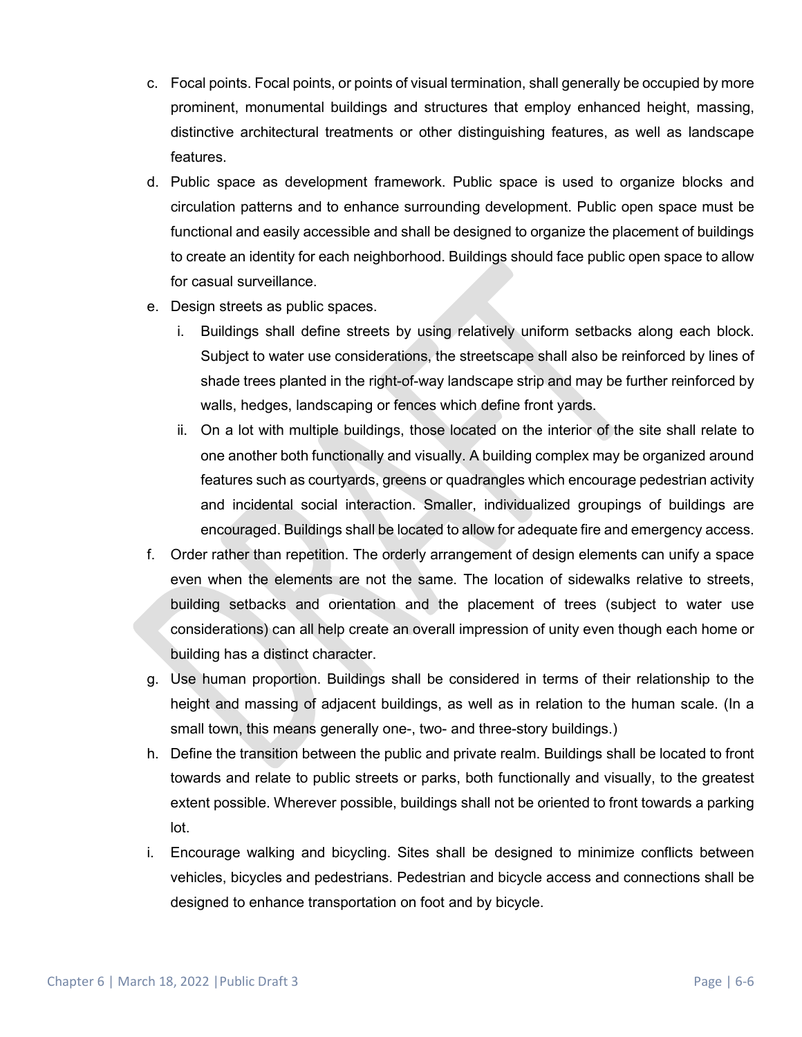c. Focal points. Focal points, or points of visual termination, shall generally be occupied by more prominent, monumental buildings and structures that employ enhanced height, massing, distinctive architectural treatments or other distinguishing features, as well as landscape features.

d. Public space as development framework. Public space is used to organize blocks and circulation patterns and to enhance surrounding development. Public open space must be functional and easily accessible and shall be designed to organize the placement of buildings to create an identity for each neighborhood. Buildings should face public open space to allow for casual surveillance.

e. Design streets as public spaces.

   i. Buildings shall define streets by using relatively uniform setbacks along each block. Subject to water use considerations, the streetscape shall also be reinforced by lines of shade trees planted in the right-of-way landscape strip and may be further reinforced by walls, hedges, landscaping or fences which define front yards.

   ii. On a lot with multiple buildings, those located on the interior of the site shall relate to one another both functionally and visually. A building complex may be organized around features such as courtyards, greens or quadrangles which encourage pedestrian activity and incidental social interaction. Smaller, individualized groupings of buildings are encouraged. Buildings shall be located to allow for adequate fire and emergency access.

f. Order rather than repetition. The orderly arrangement of design elements can unify a space even when the elements are not the same. The location of sidewalks relative to streets, building setbacks and orientation and the placement of trees (subject to water use considerations) can all help create an overall impression of unity even though each home or building has a distinct character.

g. Use human proportion. Buildings shall be considered in terms of their relationship to the height and massing of adjacent buildings, as well as in relation to the human scale. (In a small town, this means generally one-, two- and three-story buildings.)

h. Define the transition between the public and private realm. Buildings shall be located to front towards and relate to public streets or parks, both functionally and visually, to the greatest extent possible. Wherever possible, buildings shall not be oriented to front towards a parking lot.

i. Encourage walking and bicycling. Sites shall be designed to minimize conflicts between vehicles, bicycles and pedestrians. Pedestrian and bicycle access and connections shall be designed to enhance transportation on foot and by bicycle.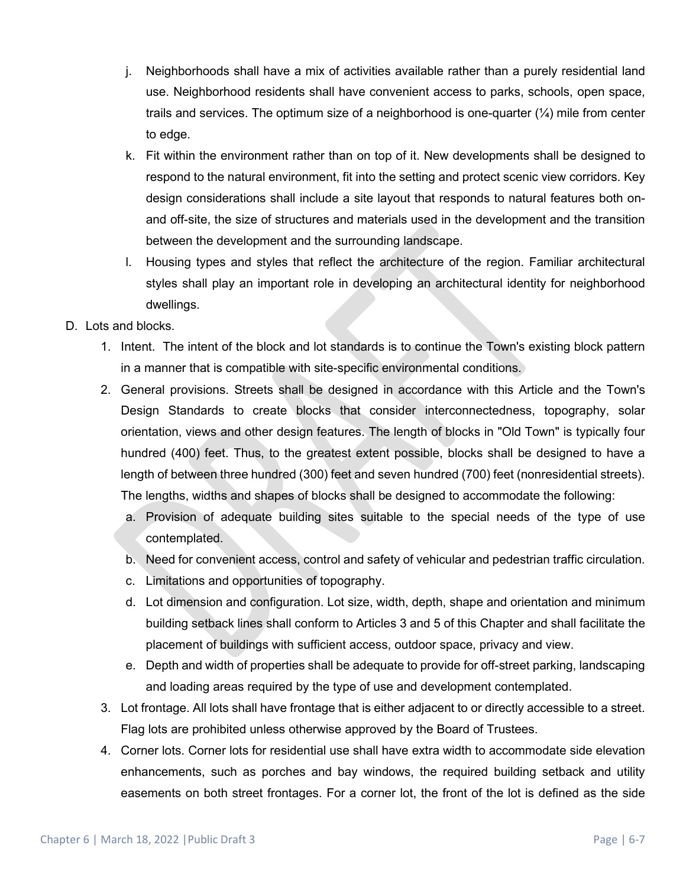j. Neighborhoods shall have a mix of activities available rather than a purely residential land use. Neighborhood residents shall have convenient access to parks, schools, open space, trails and services. The optimum size of a neighborhood is one-quarter (¼) mile from center to edge.

k. Fit within the environment rather than on top of it. New developments shall be designed to respond to the natural environment, fit into the setting and protect scenic view corridors. Key design considerations shall include a site layout that responds to natural features both on- and off-site, the size of structures and materials used in the development and the transition between the development and the surrounding landscape.

l. Housing types and styles that reflect the architecture of the region. Familiar architectural styles shall play an important role in developing an architectural identity for neighborhood dwellings.

D. Lots and blocks.

1. Intent. The intent of the block and lot standards is to continue the Town's existing block pattern in a manner that is compatible with site-specific environmental conditions.

2. General provisions. Streets shall be designed in accordance with this Article and the Town's Design Standards to create blocks that consider interconnectedness, topography, solar orientation, views and other design features. The length of blocks in "Old Town" is typically four hundred (400) feet. Thus, to the greatest extent possible, blocks shall be designed to have a length of between three hundred (300) feet and seven hundred (700) feet (nonresidential streets). The lengths, widths and shapes of blocks shall be designed to accommodate the following:

   a. Provision of adequate building sites suitable to the special needs of the type of use contemplated.

   b. Need for convenient access, control and safety of vehicular and pedestrian traffic circulation.

   c. Limitations and opportunities of topography.

   d. Lot dimension and configuration. Lot size, width, depth, shape and orientation and minimum building setback lines shall conform to Articles 3 and 5 of this Chapter and shall facilitate the placement of buildings with sufficient access, outdoor space, privacy and view.

   e. Depth and width of properties shall be adequate to provide for off-street parking, landscaping and loading areas required by the type of use and development contemplated.

3. Lot frontage. All lots shall have frontage that is either adjacent to or directly accessible to a street. Flag lots are prohibited unless otherwise approved by the Board of Trustees.

4. Corner lots. Corner lots for residential use shall have extra width to accommodate side elevation enhancements, such as porches and bay windows, the required building setback and utility easements on both street frontages. For a corner lot, the front of the lot is defined as the side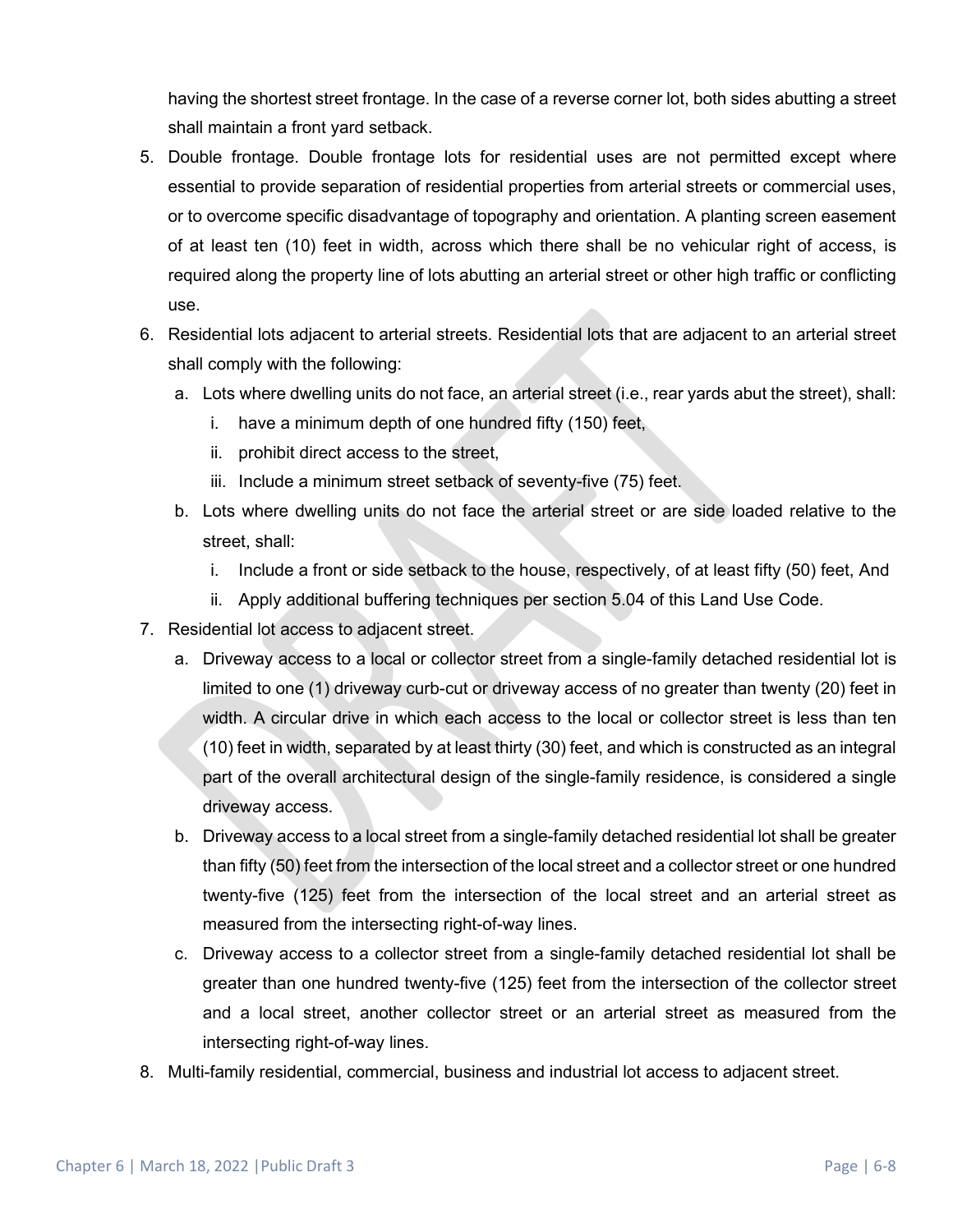having the shortest street frontage. In the case of a reverse corner lot, both sides abutting a street shall maintain a front yard setback.

5. Double frontage. Double frontage lots for residential uses are not permitted except where essential to provide separation of residential properties from arterial streets or commercial uses, or to overcome specific disadvantage of topography and orientation. A planting screen easement of at least ten (10) feet in width, across which there shall be no vehicular right of access, is required along the property line of lots abutting an arterial street or other high traffic or conflicting use.
6. Residential lots adjacent to arterial streets. Residential lots that are adjacent to an arterial street shall comply with the following:
   a. Lots where dwelling units do not face, an arterial street (i.e., rear yards abut the street), shall:
      i. have a minimum depth of one hundred fifty (150) feet,
      ii. prohibit direct access to the street,
      iii. Include a minimum street setback of seventy-five (75) feet.
   b. Lots where dwelling units do not face the arterial street or are side loaded relative to the street, shall:
      i. Include a front or side setback to the house, respectively, of at least fifty (50) feet, And
      ii. Apply additional buffering techniques per section 5.04 of this Land Use Code.
7. Residential lot access to adjacent street.
   a. Driveway access to a local or collector street from a single-family detached residential lot is limited to one (1) driveway curb-cut or driveway access of no greater than twenty (20) feet in width. A circular drive in which each access to the local or collector street is less than ten (10) feet in width, separated by at least thirty (30) feet, and which is constructed as an integral part of the overall architectural design of the single-family residence, is considered a single driveway access.
   b. Driveway access to a local street from a single-family detached residential lot shall be greater than fifty (50) feet from the intersection of the local street and a collector street or one hundred twenty-five (125) feet from the intersection of the local street and an arterial street as measured from the intersecting right-of-way lines.
   c. Driveway access to a collector street from a single-family detached residential lot shall be greater than one hundred twenty-five (125) feet from the intersection of the collector street and a local street, another collector street or an arterial street as measured from the intersecting right-of-way lines.
8. Multi-family residential, commercial, business and industrial lot access to adjacent street.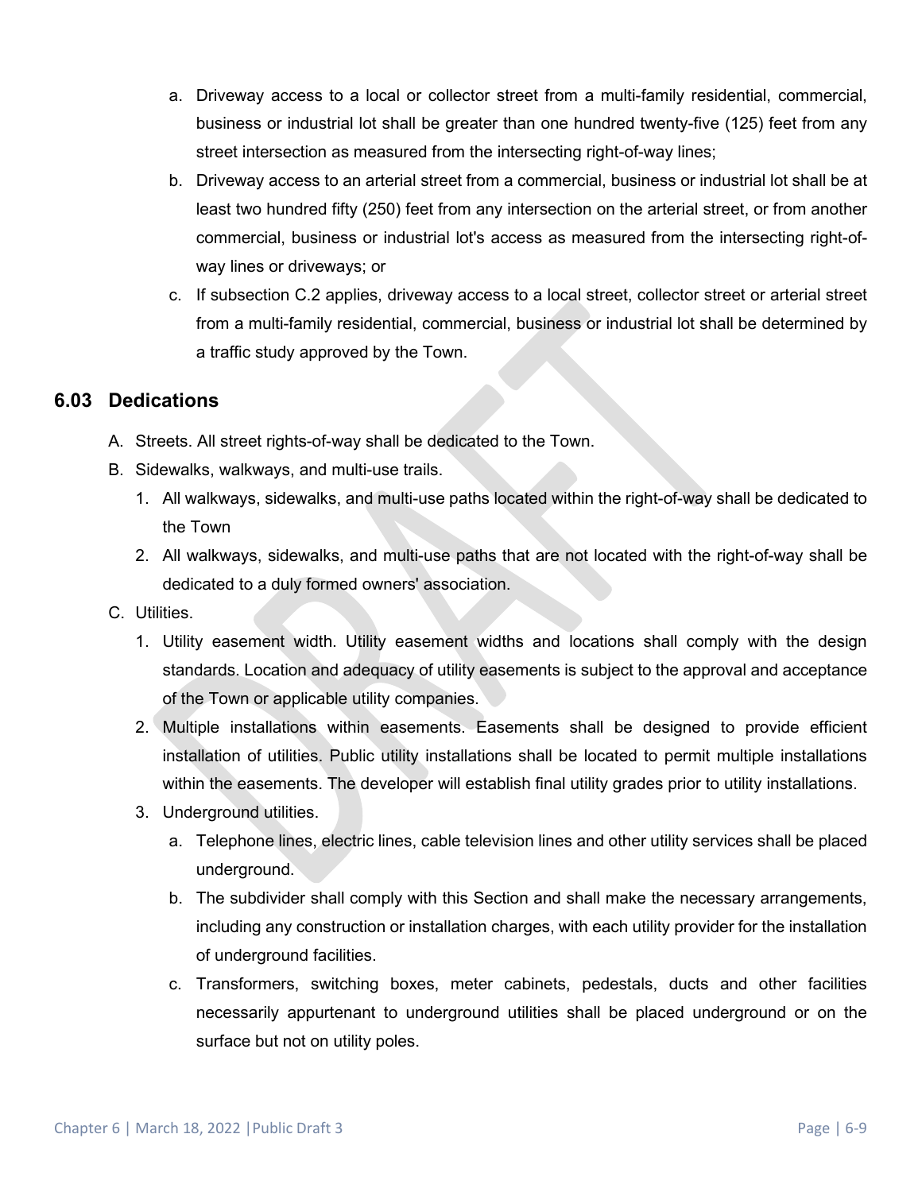a. Driveway access to a local or collector street from a multi-family residential, commercial, business or industrial lot shall be greater than one hundred twenty-five (125) feet from any street intersection as measured from the intersecting right-of-way lines;

b. Driveway access to an arterial street from a commercial, business or industrial lot shall be at least two hundred fifty (250) feet from any intersection on the arterial street, or from another commercial, business or industrial lot's access as measured from the intersecting right-of-way lines or driveways; or

c. If subsection C.2 applies, driveway access to a local street, collector street or arterial street from a multi-family residential, commercial, business or industrial lot shall be determined by a traffic study approved by the Town.

## 6.03 Dedications

A. Streets. All street rights-of-way shall be dedicated to the Town.

B. Sidewalks, walkways, and multi-use trails.

1. All walkways, sidewalks, and multi-use paths located within the right-of-way shall be dedicated to the Town
2. All walkways, sidewalks, and multi-use paths that are not located with the right-of-way shall be dedicated to a duly formed owners' association.

C. Utilities.

1. Utility easement width. Utility easement widths and locations shall comply with the design standards. Location and adequacy of utility easements is subject to the approval and acceptance of the Town or applicable utility companies.
2. Multiple installations within easements. Easements shall be designed to provide efficient installation of utilities. Public utility installations shall be located to permit multiple installations within the easements. The developer will establish final utility grades prior to utility installations.
3. Underground utilities.

   a. Telephone lines, electric lines, cable television lines and other utility services shall be placed underground.

   b. The subdivider shall comply with this Section and shall make the necessary arrangements, including any construction or installation charges, with each utility provider for the installation of underground facilities.

   c. Transformers, switching boxes, meter cabinets, pedestals, ducts and other facilities necessarily appurtenant to underground utilities shall be placed underground or on the surface but not on utility poles.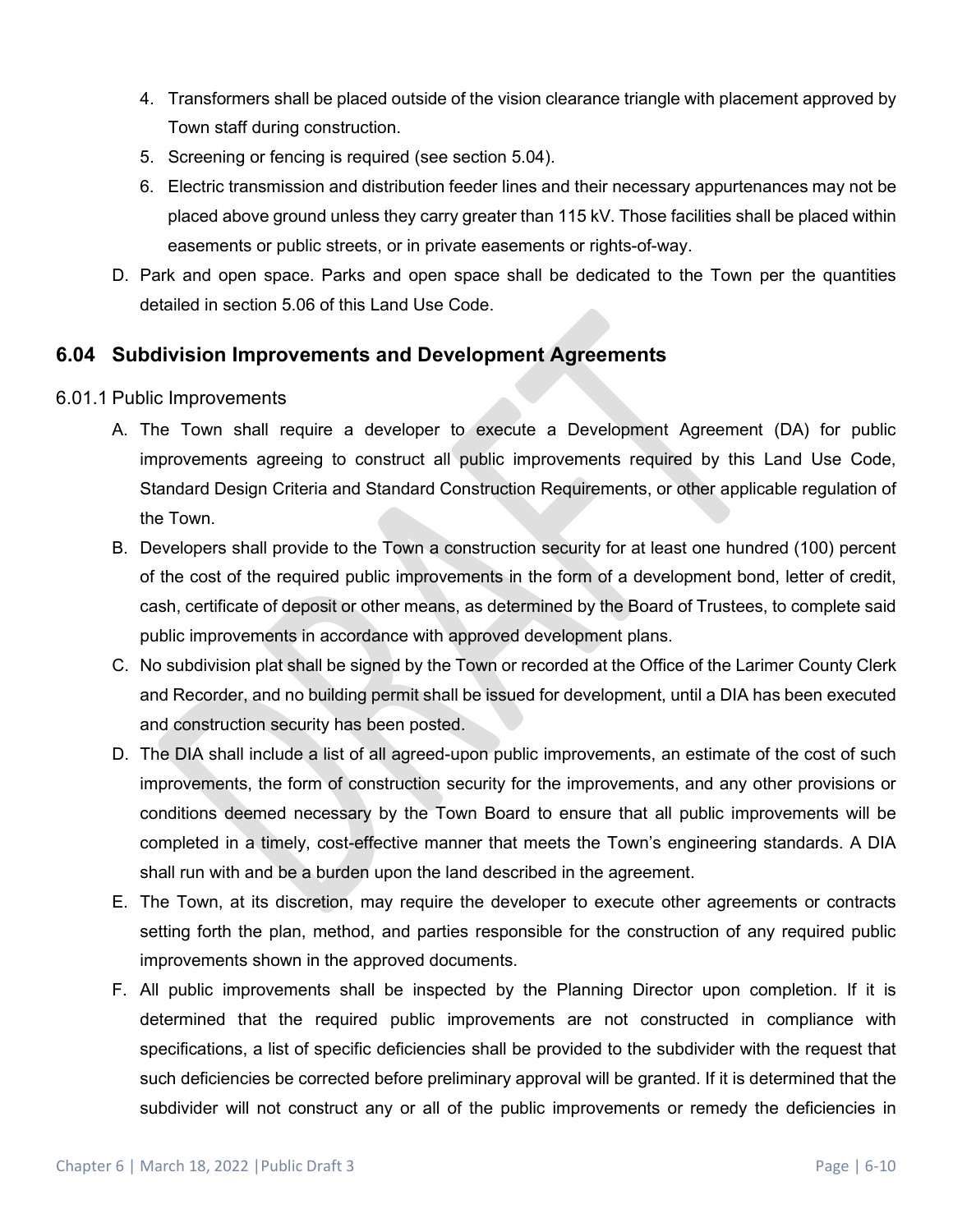4. Transformers shall be placed outside of the vision clearance triangle with placement approved by Town staff during construction.
5. Screening or fencing is required (see section 5.04).
6. Electric transmission and distribution feeder lines and their necessary appurtenances may not be placed above ground unless they carry greater than 115 kV. Those facilities shall be placed within easements or public streets, or in private easements or rights-of-way.

D. Park and open space. Parks and open space shall be dedicated to the Town per the quantities detailed in section 5.06 of this Land Use Code.

## 6.04 Subdivision Improvements and Development Agreements

### 6.01.1 Public Improvements

A. The Town shall require a developer to execute a Development Agreement (DA) for public improvements agreeing to construct all public improvements required by this Land Use Code, Standard Design Criteria and Standard Construction Requirements, or other applicable regulation of the Town.

B. Developers shall provide to the Town a construction security for at least one hundred (100) percent of the cost of the required public improvements in the form of a development bond, letter of credit, cash, certificate of deposit or other means, as determined by the Board of Trustees, to complete said public improvements in accordance with approved development plans.

C. No subdivision plat shall be signed by the Town or recorded at the Office of the Larimer County Clerk and Recorder, and no building permit shall be issued for development, until a DIA has been executed and construction security has been posted.

D. The DIA shall include a list of all agreed-upon public improvements, an estimate of the cost of such improvements, the form of construction security for the improvements, and any other provisions or conditions deemed necessary by the Town Board to ensure that all public improvements will be completed in a timely, cost-effective manner that meets the Town's engineering standards. A DIA shall run with and be a burden upon the land described in the agreement.

E. The Town, at its discretion, may require the developer to execute other agreements or contracts setting forth the plan, method, and parties responsible for the construction of any required public improvements shown in the approved documents.

F. All public improvements shall be inspected by the Planning Director upon completion. If it is determined that the required public improvements are not constructed in compliance with specifications, a list of specific deficiencies shall be provided to the subdivider with the request that such deficiencies be corrected before preliminary approval will be granted. If it is determined that the subdivider will not construct any or all of the public improvements or remedy the deficiencies in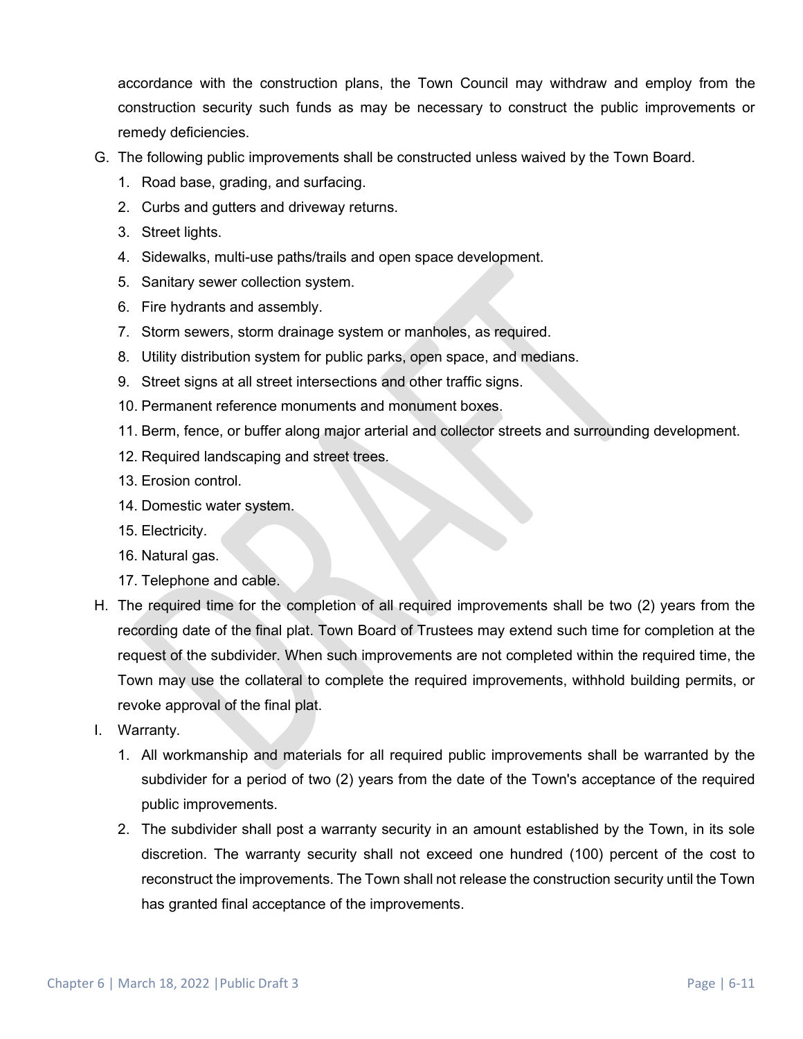accordance with the construction plans, the Town Council may withdraw and employ from the construction security such funds as may be necessary to construct the public improvements or remedy deficiencies.

G. The following public improvements shall be constructed unless waived by the Town Board.
   1. Road base, grading, and surfacing.
   2. Curbs and gutters and driveway returns.
   3. Street lights.
   4. Sidewalks, multi-use paths/trails and open space development.
   5. Sanitary sewer collection system.
   6. Fire hydrants and assembly.
   7. Storm sewers, storm drainage system or manholes, as required.
   8. Utility distribution system for public parks, open space, and medians.
   9. Street signs at all street intersections and other traffic signs.
   10. Permanent reference monuments and monument boxes.
   11. Berm, fence, or buffer along major arterial and collector streets and surrounding development.
   12. Required landscaping and street trees.
   13. Erosion control.
   14. Domestic water system.
   15. Electricity.
   16. Natural gas.
   17. Telephone and cable.

H. The required time for the completion of all required improvements shall be two (2) years from the recording date of the final plat. Town Board of Trustees may extend such time for completion at the request of the subdivider. When such improvements are not completed within the required time, the Town may use the collateral to complete the required improvements, withhold building permits, or revoke approval of the final plat.

I. Warranty.
   1. All workmanship and materials for all required public improvements shall be warranted by the subdivider for a period of two (2) years from the date of the Town's acceptance of the required public improvements.
   2. The subdivider shall post a warranty security in an amount established by the Town, in its sole discretion. The warranty security shall not exceed one hundred (100) percent of the cost to reconstruct the improvements. The Town shall not release the construction security until the Town has granted final acceptance of the improvements.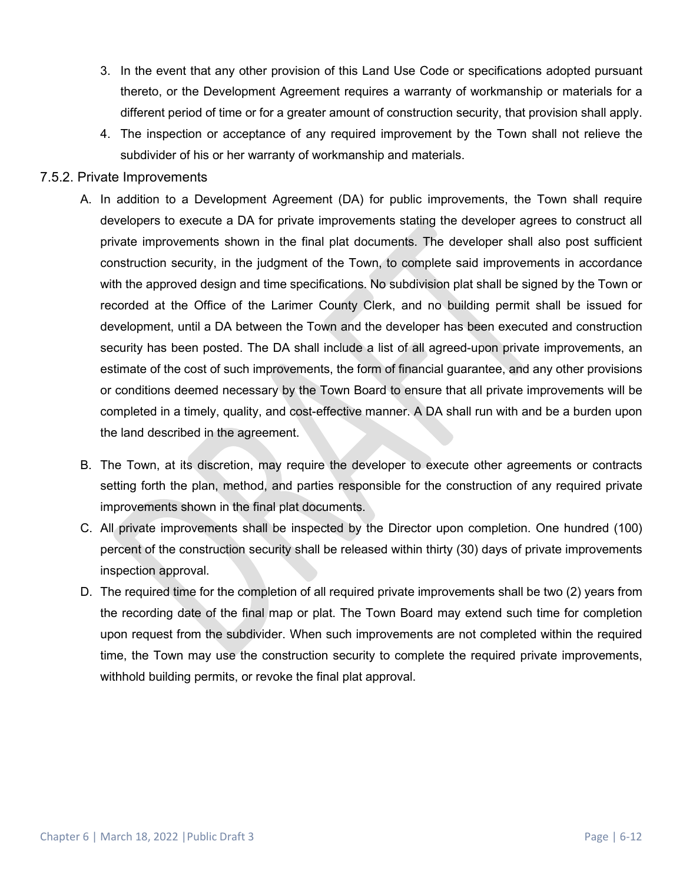3. In the event that any other provision of this Land Use Code or specifications adopted pursuant thereto, or the Development Agreement requires a warranty of workmanship or materials for a different period of time or for a greater amount of construction security, that provision shall apply.
4. The inspection or acceptance of any required improvement by the Town shall not relieve the subdivider of his or her warranty of workmanship and materials.

### 7.5.2. Private Improvements

A. In addition to a Development Agreement (DA) for public improvements, the Town shall require developers to execute a DA for private improvements stating the developer agrees to construct all private improvements shown in the final plat documents. The developer shall also post sufficient construction security, in the judgment of the Town, to complete said improvements in accordance with the approved design and time specifications. No subdivision plat shall be signed by the Town or recorded at the Office of the Larimer County Clerk, and no building permit shall be issued for development, until a DA between the Town and the developer has been executed and construction security has been posted. The DA shall include a list of all agreed-upon private improvements, an estimate of the cost of such improvements, the form of financial guarantee, and any other provisions or conditions deemed necessary by the Town Board to ensure that all private improvements will be completed in a timely, quality, and cost-effective manner. A DA shall run with and be a burden upon the land described in the agreement.

B. The Town, at its discretion, may require the developer to execute other agreements or contracts setting forth the plan, method, and parties responsible for the construction of any required private improvements shown in the final plat documents.

C. All private improvements shall be inspected by the Director upon completion. One hundred (100) percent of the construction security shall be released within thirty (30) days of private improvements inspection approval.

D. The required time for the completion of all required private improvements shall be two (2) years from the recording date of the final map or plat. The Town Board may extend such time for completion upon request from the subdivider. When such improvements are not completed within the required time, the Town may use the construction security to complete the required private improvements, withhold building permits, or revoke the final plat approval.